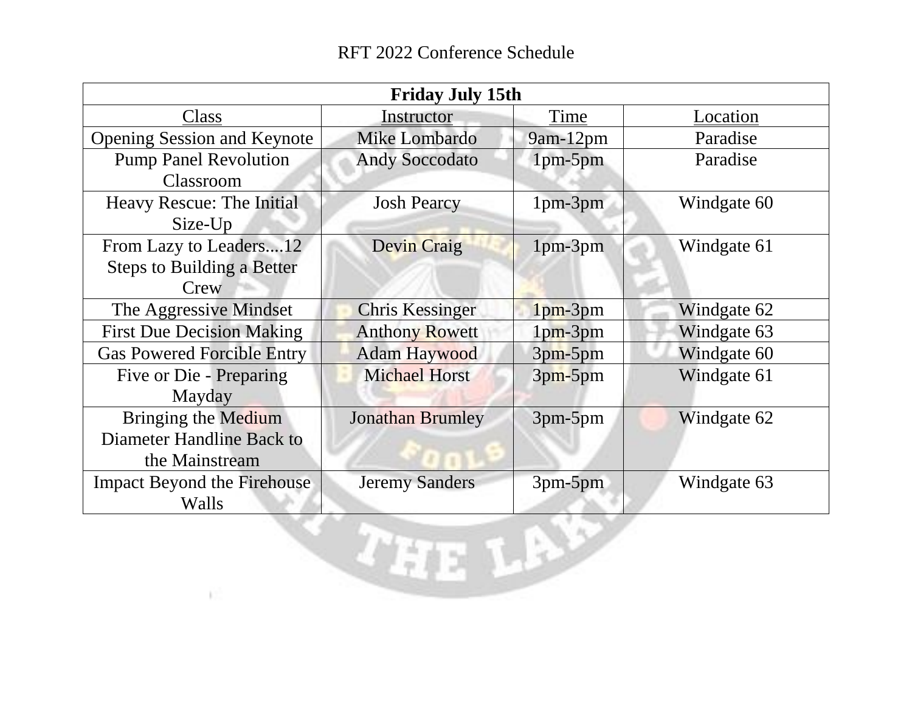# RFT 2022 Conference Schedule

| Friday July 15th | | | |
|---|---|---|---|
| Class | Instructor | Time | Location |
| Opening Session and Keynote | Mike Lombardo | 9am-12pm | Paradise |
| Pump Panel Revolution Classroom | Andy Soccodato | 1pm-5pm | Paradise |
| Heavy Rescue: The Initial Size-Up | Josh Pearcy | 1pm-3pm | Windgate 60 |
| From Lazy to Leaders....12 Steps to Building a Better Crew | Devin Craig | 1pm-3pm | Windgate 61 |
| The Aggressive Mindset | Chris Kessinger | 1pm-3pm | Windgate 62 |
| First Due Decision Making | Anthony Rowett | 1pm-3pm | Windgate 63 |
| Gas Powered Forcible Entry | Adam Haywood | 3pm-5pm | Windgate 60 |
| Five or Die - Preparing Mayday | Michael Horst | 3pm-5pm | Windgate 61 |
| Bringing the Medium Diameter Handline Back to the Mainstream | Jonathan Brumley | 3pm-5pm | Windgate 62 |
| Impact Beyond the Firehouse Walls | Jeremy Sanders | 3pm-5pm | Windgate 63 |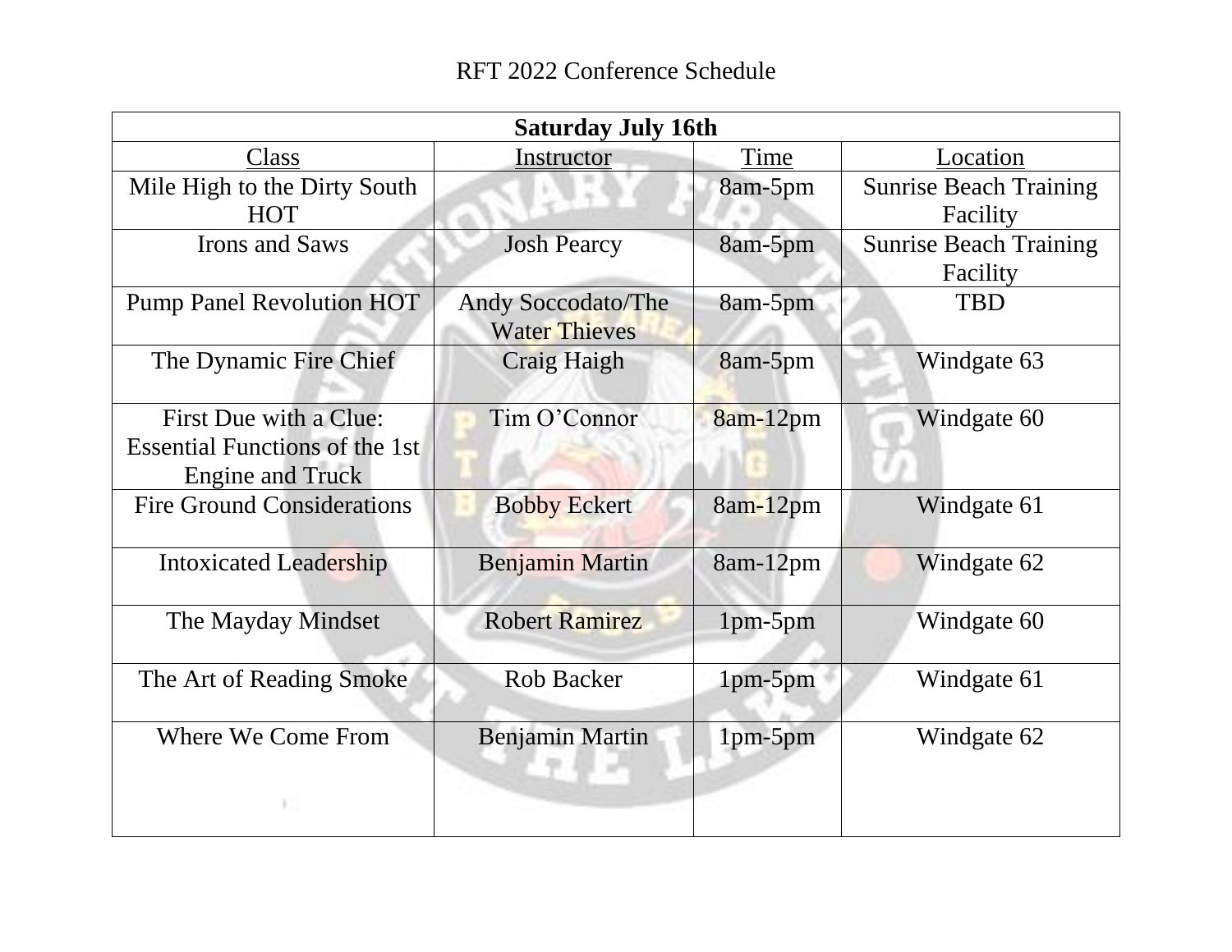RFT 2022 Conference Schedule

| Saturday July 16th | | | |
|---|---|---|---|
| Class | Instructor | Time | Location |
| Mile High to the Dirty South HOT | | 8am-5pm | Sunrise Beach Training Facility |
| Irons and Saws | Josh Pearcy | 8am-5pm | Sunrise Beach Training Facility |
| Pump Panel Revolution HOT | Andy Soccodato/The Water Thieves | 8am-5pm | TBD |
| The Dynamic Fire Chief | Craig Haigh | 8am-5pm | Windgate 63 |
| First Due with a Clue: Essential Functions of the 1st Engine and Truck | Tim O’Connor | 8am-12pm | Windgate 60 |
| Fire Ground Considerations | Bobby Eckert | 8am-12pm | Windgate 61 |
| Intoxicated Leadership | Benjamin Martin | 8am-12pm | Windgate 62 |
| The Mayday Mindset | Robert Ramirez | 1pm-5pm | Windgate 60 |
| The Art of Reading Smoke | Rob Backer | 1pm-5pm | Windgate 61 |
| Where We Come From | Benjamin Martin | 1pm-5pm | Windgate 62 |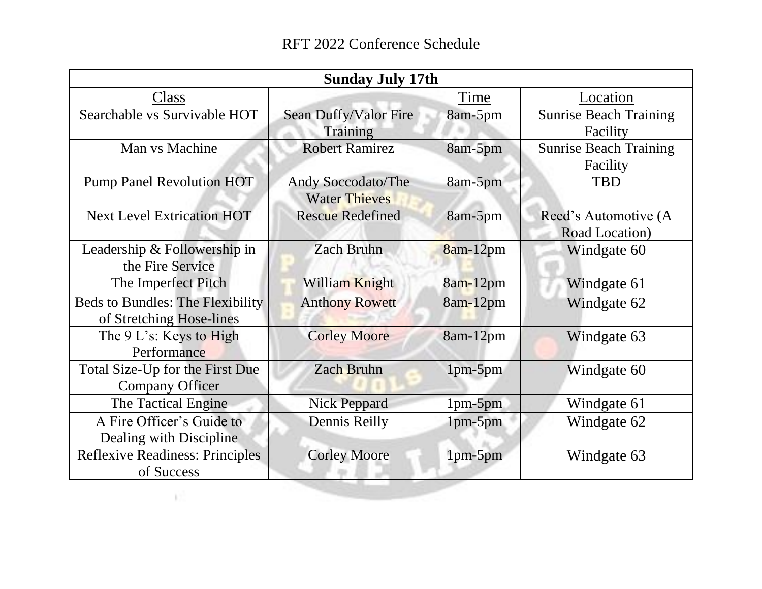RFT 2022 Conference Schedule

| Sunday July 17th | | | |
|---|---|---|---|
| Class | | Time | Location |
| Searchable vs Survivable HOT | Sean Duffy/Valor Fire Training | 8am-5pm | Sunrise Beach Training Facility |
| Man vs Machine | Robert Ramirez | 8am-5pm | Sunrise Beach Training Facility |
| Pump Panel Revolution HOT | Andy Soccodato/The Water Thieves | 8am-5pm | TBD |
| Next Level Extrication HOT | Rescue Redefined | 8am-5pm | Reed's Automotive (A Road Location) |
| Leadership & Followership in the Fire Service | Zach Bruhn | 8am-12pm | Windgate 60 |
| The Imperfect Pitch | William Knight | 8am-12pm | Windgate 61 |
| Beds to Bundles: The Flexibility of Stretching Hose-lines | Anthony Rowett | 8am-12pm | Windgate 62 |
| The 9 L's: Keys to High Performance | Corley Moore | 8am-12pm | Windgate 63 |
| Total Size-Up for the First Due Company Officer | Zach Bruhn | 1pm-5pm | Windgate 60 |
| The Tactical Engine | Nick Peppard | 1pm-5pm | Windgate 61 |
| A Fire Officer's Guide to Dealing with Discipline | Dennis Reilly | 1pm-5pm | Windgate 62 |
| Reflexive Readiness: Principles of Success | Corley Moore | 1pm-5pm | Windgate 63 |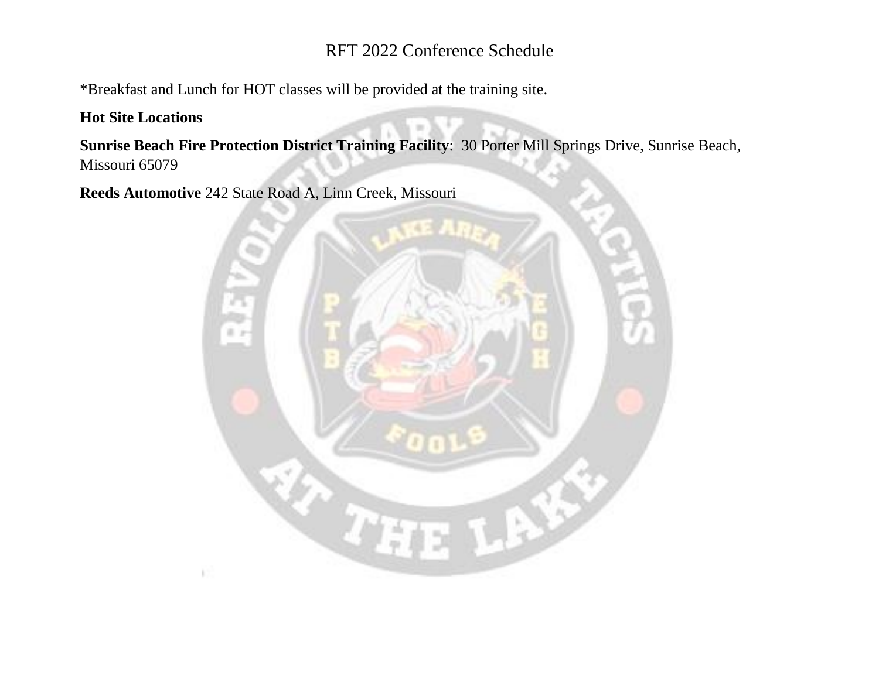RFT 2022 Conference Schedule

*Breakfast and Lunch for HOT classes will be provided at the training site.

**Hot Site Locations**

**Sunrise Beach Fire Protection District Training Facility**: 30 Porter Mill Springs Drive, Sunrise Beach, Missouri 65079

**Reeds Automotive** 242 State Road A, Linn Creek, Missouri